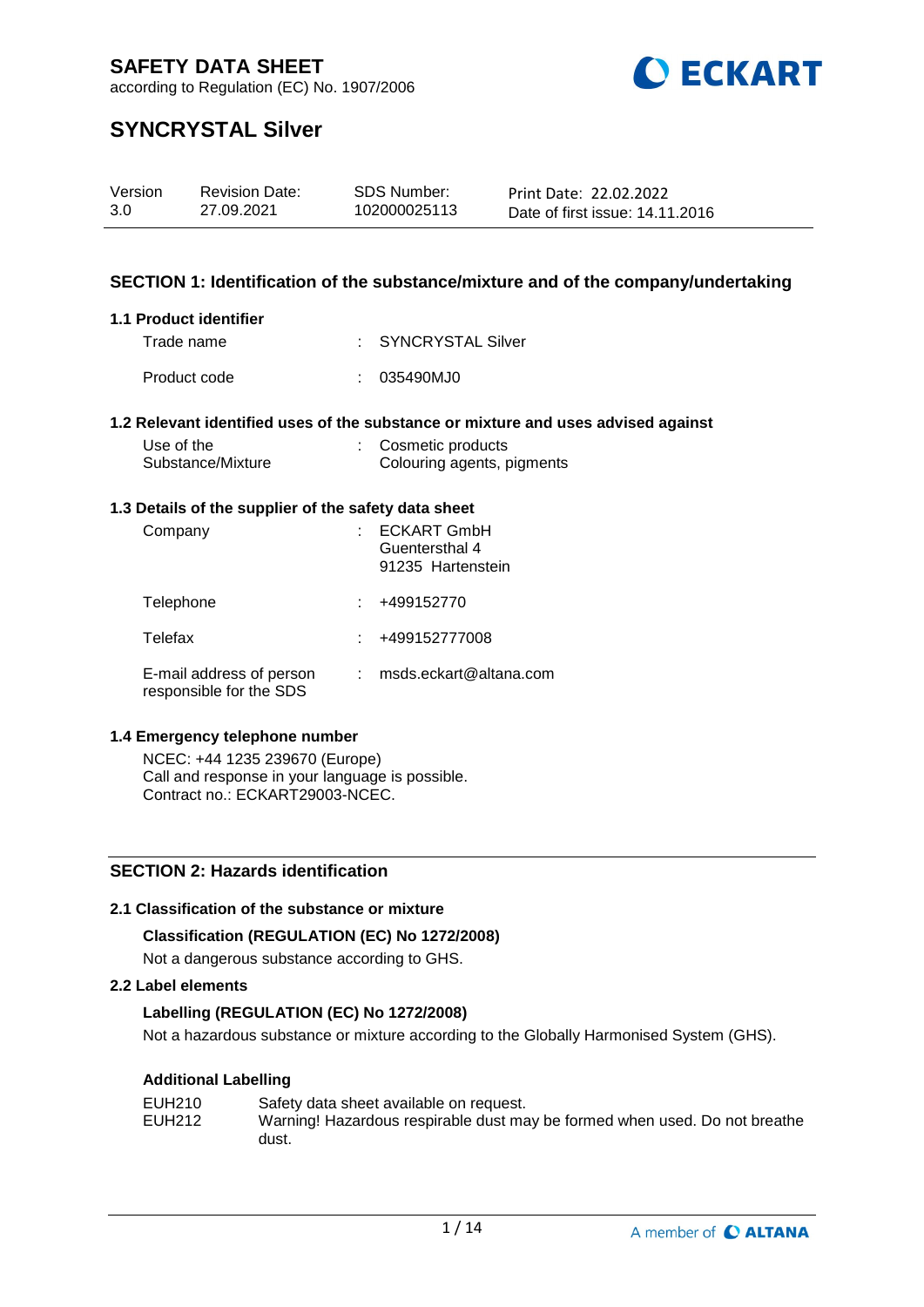# SAFETY DATA SHEET

according to Regulation (EC) No. 1907/2006

# SYNCRYSTAL Silver

| Version | Revision Date: | SDS Number: | Print Date: 22.02.2022 |
|---|---|---|---|
| 3.0 | 27.09.2021 | 102000025113 | Date of first issue: 14.11.2016 |

## SECTION 1: Identification of the substance/mixture and of the company/undertaking

### 1.1 Product identifier

Trade name : SYNCRYSTAL Silver

Product code : 035490MJ0

### 1.2 Relevant identified uses of the substance or mixture and uses advised against

Use of the Substance/Mixture : Cosmetic products
Colouring agents, pigments

### 1.3 Details of the supplier of the safety data sheet

Company : ECKART GmbH
Guentersthal 4
91235 Hartenstein

Telephone : +499152770

Telefax : +499152777008

E-mail address of person responsible for the SDS : msds.eckart@altana.com

### 1.4 Emergency telephone number

NCEC: +44 1235 239670 (Europe)
Call and response in your language is possible.
Contract no.: ECKART29003-NCEC.

## SECTION 2: Hazards identification

### 2.1 Classification of the substance or mixture

**Classification (REGULATION (EC) No 1272/2008)**

Not a dangerous substance according to GHS.

### 2.2 Label elements

**Labelling (REGULATION (EC) No 1272/2008)**

Not a hazardous substance or mixture according to the Globally Harmonised System (GHS).

**Additional Labelling**

| | |
|---|---|
| EUH210 | Safety data sheet available on request. |
| EUH212 | Warning! Hazardous respirable dust may be formed when used. Do not breathe dust. |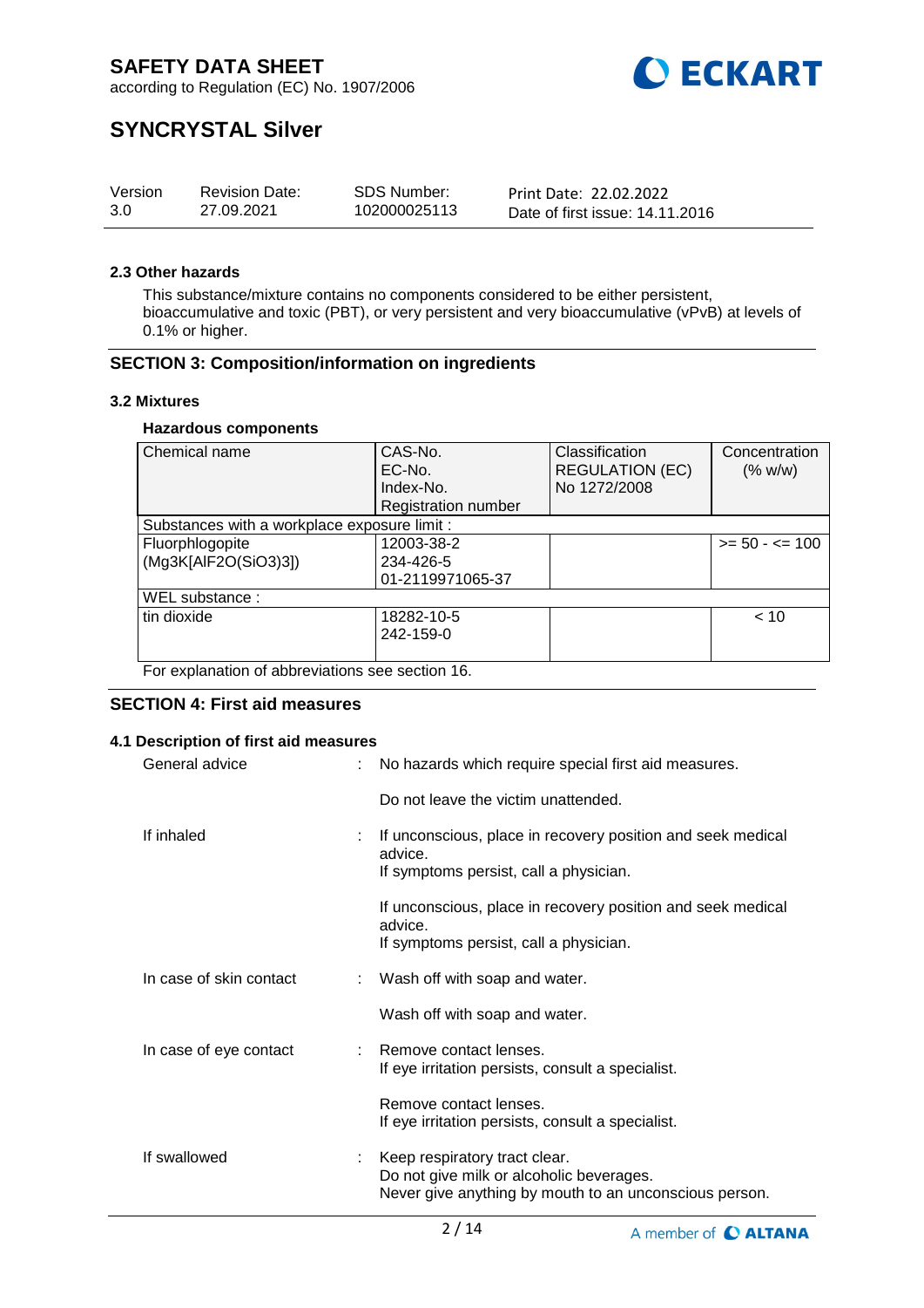### 2.3 Other hazards

This substance/mixture contains no components considered to be either persistent, bioaccumulative and toxic (PBT), or very persistent and very bioaccumulative (vPvB) at levels of 0.1% or higher.

## SECTION 3: Composition/information on ingredients

### 3.2 Mixtures

**Hazardous components**

| Chemical name | CAS-No.<br>EC-No.<br>Index-No.<br>Registration number | Classification REGULATION (EC) No 1272/2008 | Concentration (% w/w) |
|---|---|---|---|
| Substances with a workplace exposure limit : | | | |
| Fluorphlogopite (Mg3K[AlF2O(SiO3)3]) | 12003-38-2<br>234-426-5<br>01-2119971065-37 | | >= 50 - <= 100 |
| WEL substance : | | | |
| tin dioxide | 18282-10-5<br>242-159-0 | | < 10 |

For explanation of abbreviations see section 16.

## SECTION 4: First aid measures

### 4.1 Description of first aid measures

General advice : No hazards which require special first aid measures.

Do not leave the victim unattended.

If inhaled : If unconscious, place in recovery position and seek medical advice.
If symptoms persist, call a physician.

If unconscious, place in recovery position and seek medical advice.
If symptoms persist, call a physician.

In case of skin contact : Wash off with soap and water.

Wash off with soap and water.

In case of eye contact : Remove contact lenses.
If eye irritation persists, consult a specialist.

Remove contact lenses.
If eye irritation persists, consult a specialist.

If swallowed : Keep respiratory tract clear.
Do not give milk or alcoholic beverages.
Never give anything by mouth to an unconscious person.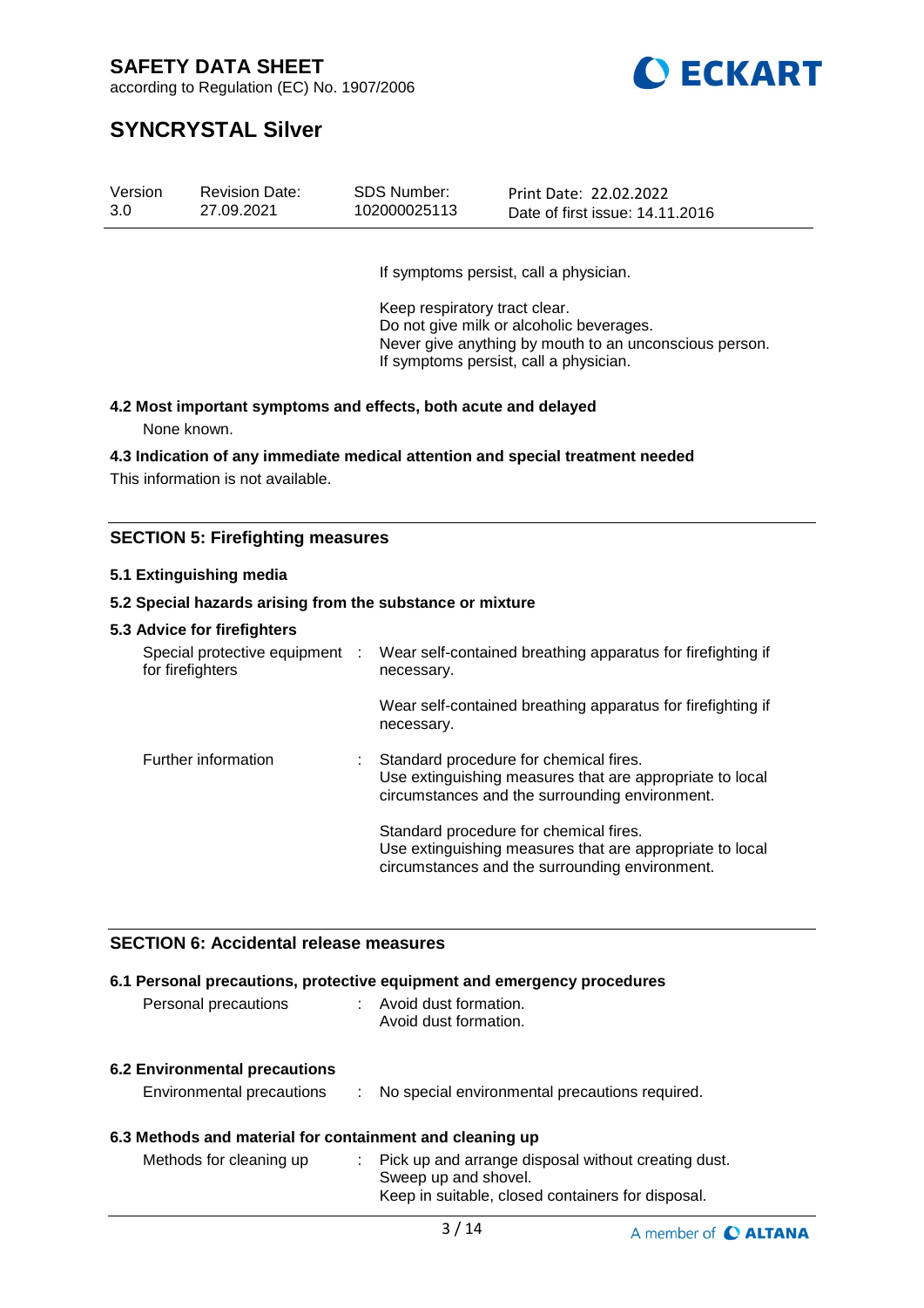If symptoms persist, call a physician.

Keep respiratory tract clear.
Do not give milk or alcoholic beverages.
Never give anything by mouth to an unconscious person.
If symptoms persist, call a physician.

**4.2 Most important symptoms and effects, both acute and delayed**

None known.

**4.3 Indication of any immediate medical attention and special treatment needed**

This information is not available.

## SECTION 5: Firefighting measures

**5.1 Extinguishing media**

**5.2 Special hazards arising from the substance or mixture**

**5.3 Advice for firefighters**

| | | |
|---|---|---|
| Special protective equipment for firefighters | : | Wear self-contained breathing apparatus for firefighting if necessary.<br><br>Wear self-contained breathing apparatus for firefighting if necessary. |
| Further information | : | Standard procedure for chemical fires.<br>Use extinguishing measures that are appropriate to local circumstances and the surrounding environment.<br><br>Standard procedure for chemical fires.<br>Use extinguishing measures that are appropriate to local circumstances and the surrounding environment. |

## SECTION 6: Accidental release measures

**6.1 Personal precautions, protective equipment and emergency procedures**

| | | |
|---|---|---|
| Personal precautions | : | Avoid dust formation.<br>Avoid dust formation. |

**6.2 Environmental precautions**

| | | |
|---|---|---|
| Environmental precautions | : | No special environmental precautions required. |

**6.3 Methods and material for containment and cleaning up**

| | | |
|---|---|---|
| Methods for cleaning up | : | Pick up and arrange disposal without creating dust.<br>Sweep up and shovel.<br>Keep in suitable, closed containers for disposal. |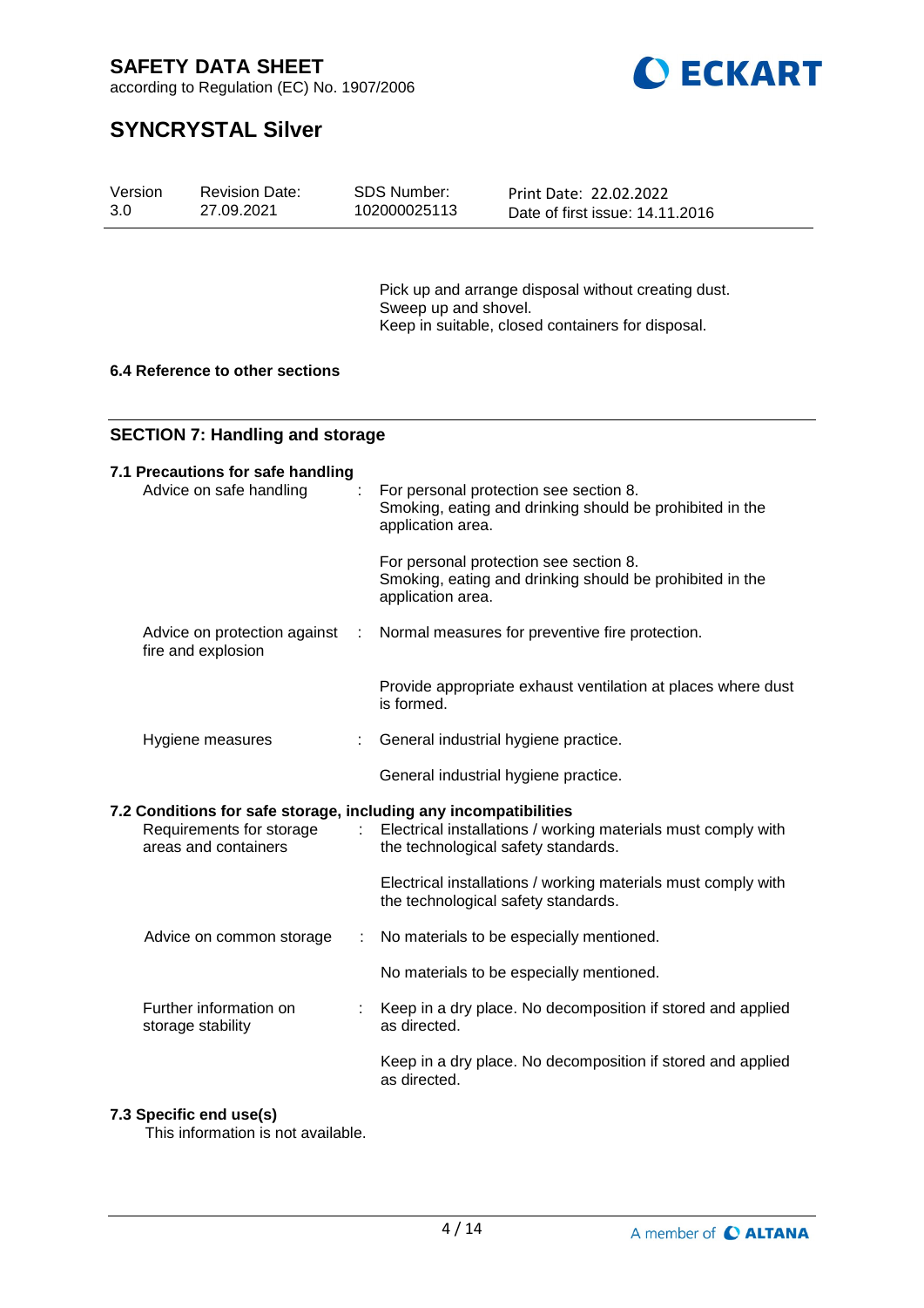Pick up and arrange disposal without creating dust.
Sweep up and shovel.
Keep in suitable, closed containers for disposal.

**6.4 Reference to other sections**

## SECTION 7: Handling and storage

**7.1 Precautions for safe handling**

| | | |
|---|---|---|
| Advice on safe handling | : | For personal protection see section 8. Smoking, eating and drinking should be prohibited in the application area. |
| | | For personal protection see section 8. Smoking, eating and drinking should be prohibited in the application area. |
| Advice on protection against fire and explosion | : | Normal measures for preventive fire protection. |
| | | Provide appropriate exhaust ventilation at places where dust is formed. |
| Hygiene measures | : | General industrial hygiene practice. |
| | | General industrial hygiene practice. |

**7.2 Conditions for safe storage, including any incompatibilities**

| | | |
|---|---|---|
| Requirements for storage areas and containers | : | Electrical installations / working materials must comply with the technological safety standards. |
| | | Electrical installations / working materials must comply with the technological safety standards. |
| Advice on common storage | : | No materials to be especially mentioned. |
| | | No materials to be especially mentioned. |
| Further information on storage stability | : | Keep in a dry place. No decomposition if stored and applied as directed. |
| | | Keep in a dry place. No decomposition if stored and applied as directed. |

**7.3 Specific end use(s)**

This information is not available.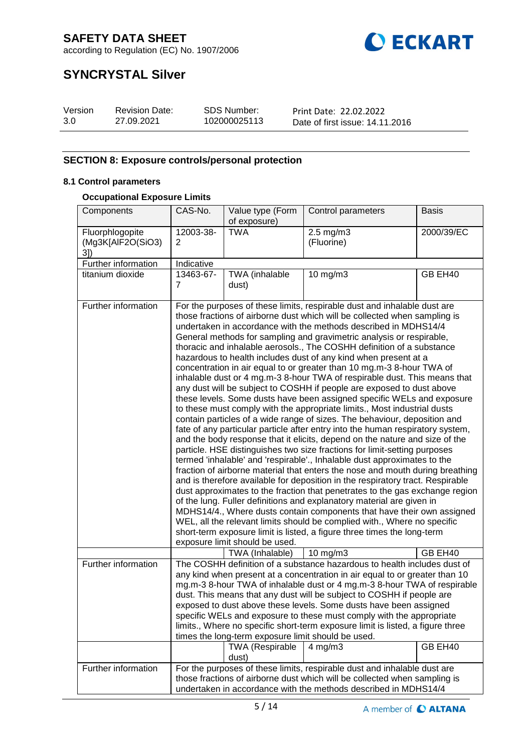# SAFETY DATA SHEET

according to Regulation (EC) No. 1907/2006

# SYNCRYSTAL Silver

| Version | Revision Date: | SDS Number: | Print Date: 22.02.2022 |
|---|---|---|---|
| 3.0 | 27.09.2021 | 102000025113 | Date of first issue: 14.11.2016 |

## SECTION 8: Exposure controls/personal protection

### 8.1 Control parameters

#### Occupational Exposure Limits

| Components | CAS-No. | Value type (Form of exposure) | Control parameters | Basis |
|---|---|---|---|---|
| Fluorphlogopite (Mg3K[AlF2O(SiO3)3]) | 12003-38-2 | TWA | 2.5 mg/m3 (Fluorine) | 2000/39/EC |
| Further information | Indicative | | | |
| titanium dioxide | 13463-67-7 | TWA (inhalable dust) | 10 mg/m3 | GB EH40 |
| Further information | For the purposes of these limits, respirable dust and inhalable dust are those fractions of airborne dust which will be collected when sampling is undertaken in accordance with the methods described in MDHS14/4 General methods for sampling and gravimetric analysis or respirable, thoracic and inhalable aerosols., The COSHH definition of a substance hazardous to health includes dust of any kind when present at a concentration in air equal to or greater than 10 mg.m-3 8-hour TWA of inhalable dust or 4 mg.m-3 8-hour TWA of respirable dust. This means that any dust will be subject to COSHH if people are exposed to dust above these levels. Some dusts have been assigned specific WELs and exposure to these must comply with the appropriate limits., Most industrial dusts contain particles of a wide range of sizes. The behaviour, deposition and fate of any particular particle after entry into the human respiratory system, and the body response that it elicits, depend on the nature and size of the particle. HSE distinguishes two size fractions for limit-setting purposes termed 'inhalable' and 'respirable'., Inhalable dust approximates to the fraction of airborne material that enters the nose and mouth during breathing and is therefore available for deposition in the respiratory tract. Respirable dust approximates to the fraction that penetrates to the gas exchange region of the lung. Fuller definitions and explanatory material are given in MDHS14/4., Where dusts contain components that have their own assigned WEL, all the relevant limits should be complied with., Where no specific short-term exposure limit is listed, a figure three times the long-term exposure limit should be used. | | | |
| | | TWA (Inhalable) | 10 mg/m3 | GB EH40 |
| Further information | The COSHH definition of a substance hazardous to health includes dust of any kind when present at a concentration in air equal to or greater than 10 mg.m-3 8-hour TWA of inhalable dust or 4 mg.m-3 8-hour TWA of respirable dust. This means that any dust will be subject to COSHH if people are exposed to dust above these levels. Some dusts have been assigned specific WELs and exposure to these must comply with the appropriate limits., Where no specific short-term exposure limit is listed, a figure three times the long-term exposure limit should be used. | | | |
| | | TWA (Respirable dust) | 4 mg/m3 | GB EH40 |
| Further information | For the purposes of these limits, respirable dust and inhalable dust are those fractions of airborne dust which will be collected when sampling is undertaken in accordance with the methods described in MDHS14/4 | | | |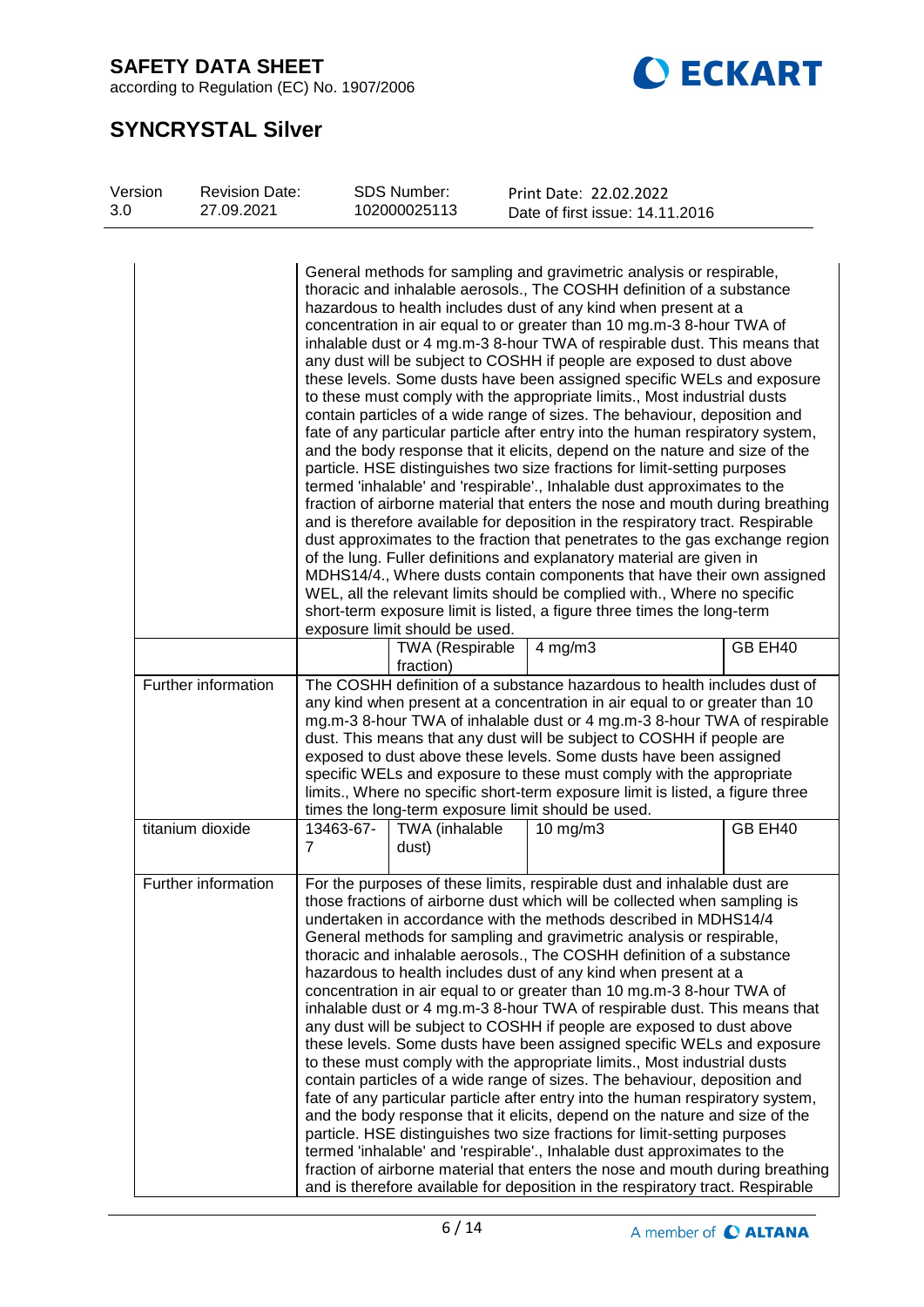| | | | | |
|---|---|---|---|---|
| | General methods for sampling and gravimetric analysis or respirable, thoracic and inhalable aerosols., The COSHH definition of a substance hazardous to health includes dust of any kind when present at a concentration in air equal to or greater than 10 mg.m-3 8-hour TWA of inhalable dust or 4 mg.m-3 8-hour TWA of respirable dust. This means that any dust will be subject to COSHH if people are exposed to dust above these levels. Some dusts have been assigned specific WELs and exposure to these must comply with the appropriate limits., Most industrial dusts contain particles of a wide range of sizes. The behaviour, deposition and fate of any particular particle after entry into the human respiratory system, and the body response that it elicits, depend on the nature and size of the particle. HSE distinguishes two size fractions for limit-setting purposes termed 'inhalable' and 'respirable'., Inhalable dust approximates to the fraction of airborne material that enters the nose and mouth during breathing and is therefore available for deposition in the respiratory tract. Respirable dust approximates to the fraction that penetrates to the gas exchange region of the lung. Fuller definitions and explanatory material are given in MDHS14/4., Where dusts contain components that have their own assigned WEL, all the relevant limits should be complied with., Where no specific short-term exposure limit is listed, a figure three times the long-term exposure limit should be used. | | | |
| | | TWA (Respirable fraction) | 4 mg/m3 | GB EH40 |
| Further information | The COSHH definition of a substance hazardous to health includes dust of any kind when present at a concentration in air equal to or greater than 10 mg.m-3 8-hour TWA of inhalable dust or 4 mg.m-3 8-hour TWA of respirable dust. This means that any dust will be subject to COSHH if people are exposed to dust above these levels. Some dusts have been assigned specific WELs and exposure to these must comply with the appropriate limits., Where no specific short-term exposure limit is listed, a figure three times the long-term exposure limit should be used. | | | |
| titanium dioxide | 13463-67-7 | TWA (inhalable dust) | 10 mg/m3 | GB EH40 |
| Further information | For the purposes of these limits, respirable dust and inhalable dust are those fractions of airborne dust which will be collected when sampling is undertaken in accordance with the methods described in MDHS14/4 General methods for sampling and gravimetric analysis or respirable, thoracic and inhalable aerosols., The COSHH definition of a substance hazardous to health includes dust of any kind when present at a concentration in air equal to or greater than 10 mg.m-3 8-hour TWA of inhalable dust or 4 mg.m-3 8-hour TWA of respirable dust. This means that any dust will be subject to COSHH if people are exposed to dust above these levels. Some dusts have been assigned specific WELs and exposure to these must comply with the appropriate limits., Most industrial dusts contain particles of a wide range of sizes. The behaviour, deposition and fate of any particular particle after entry into the human respiratory system, and the body response that it elicits, depend on the nature and size of the particle. HSE distinguishes two size fractions for limit-setting purposes termed 'inhalable' and 'respirable'., Inhalable dust approximates to the fraction of airborne material that enters the nose and mouth during breathing and is therefore available for deposition in the respiratory tract. Respirable | | | |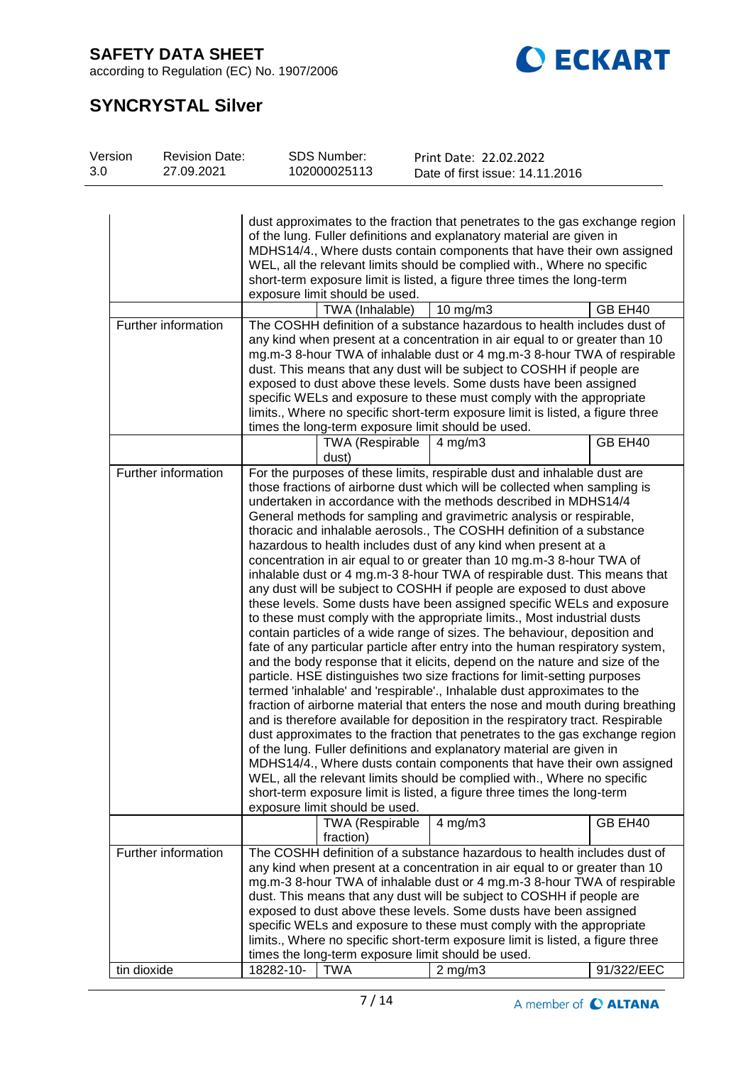# SAFETY DATA SHEET

according to Regulation (EC) No. 1907/2006

# SYNCRYSTAL Silver

| Version | Revision Date: | SDS Number: | Print Date: 22.02.2022 |
|---|---|---|---|
| 3.0 | 27.09.2021 | 102000025113 | Date of first issue: 14.11.2016 |

| | | | | |
|---|---|---|---|---|
| | dust approximates to the fraction that penetrates to the gas exchange region of the lung. Fuller definitions and explanatory material are given in MDHS14/4., Where dusts contain components that have their own assigned WEL, all the relevant limits should be complied with., Where no specific short-term exposure limit is listed, a figure three times the long-term exposure limit should be used. | | | |
| | | TWA (Inhalable) | 10 mg/m3 | GB EH40 |
| Further information | The COSHH definition of a substance hazardous to health includes dust of any kind when present at a concentration in air equal to or greater than 10 mg.m-3 8-hour TWA of inhalable dust or 4 mg.m-3 8-hour TWA of respirable dust. This means that any dust will be subject to COSHH if people are exposed to dust above these levels. Some dusts have been assigned specific WELs and exposure to these must comply with the appropriate limits., Where no specific short-term exposure limit is listed, a figure three times the long-term exposure limit should be used. | | | |
| | | TWA (Respirable dust) | 4 mg/m3 | GB EH40 |
| Further information | For the purposes of these limits, respirable dust and inhalable dust are those fractions of airborne dust which will be collected when sampling is undertaken in accordance with the methods described in MDHS14/4 General methods for sampling and gravimetric analysis or respirable, thoracic and inhalable aerosols., The COSHH definition of a substance hazardous to health includes dust of any kind when present at a concentration in air equal to or greater than 10 mg.m-3 8-hour TWA of inhalable dust or 4 mg.m-3 8-hour TWA of respirable dust. This means that any dust will be subject to COSHH if people are exposed to dust above these levels. Some dusts have been assigned specific WELs and exposure to these must comply with the appropriate limits., Most industrial dusts contain particles of a wide range of sizes. The behaviour, deposition and fate of any particular particle after entry into the human respiratory system, and the body response that it elicits, depend on the nature and size of the particle. HSE distinguishes two size fractions for limit-setting purposes termed 'inhalable' and 'respirable'., Inhalable dust approximates to the fraction of airborne material that enters the nose and mouth during breathing and is therefore available for deposition in the respiratory tract. Respirable dust approximates to the fraction that penetrates to the gas exchange region of the lung. Fuller definitions and explanatory material are given in MDHS14/4., Where dusts contain components that have their own assigned WEL, all the relevant limits should be complied with., Where no specific short-term exposure limit is listed, a figure three times the long-term exposure limit should be used. | | | |
| | | TWA (Respirable fraction) | 4 mg/m3 | GB EH40 |
| Further information | The COSHH definition of a substance hazardous to health includes dust of any kind when present at a concentration in air equal to or greater than 10 mg.m-3 8-hour TWA of inhalable dust or 4 mg.m-3 8-hour TWA of respirable dust. This means that any dust will be subject to COSHH if people are exposed to dust above these levels. Some dusts have been assigned specific WELs and exposure to these must comply with the appropriate limits., Where no specific short-term exposure limit is listed, a figure three times the long-term exposure limit should be used. | | | |
| tin dioxide | 18282-10- | TWA | 2 mg/m3 | 91/322/EEC |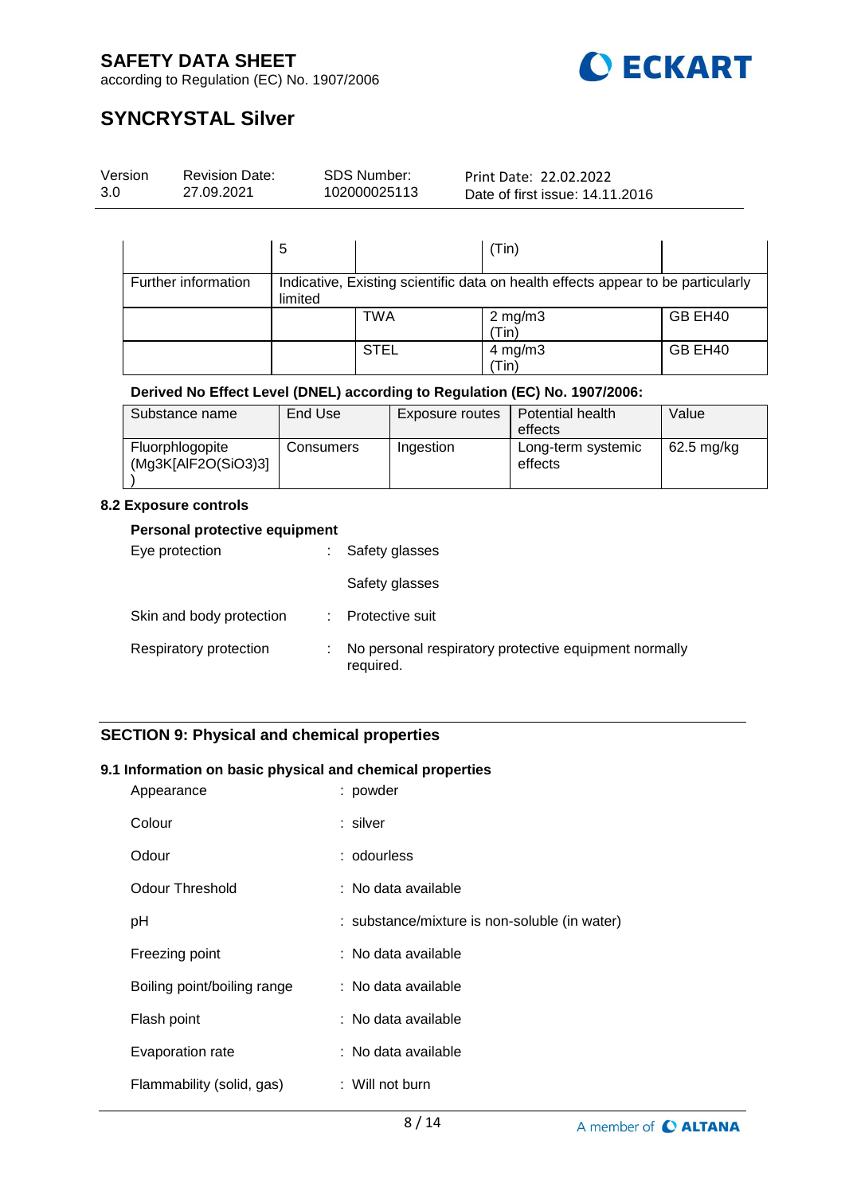|  | 5 |  | (Tin) |  |
|---|---|---|---|---|
| Further information | Indicative, Existing scientific data on health effects appear to be particularly limited | | | |
|  |  | TWA | 2 mg/m3 (Tin) | GB EH40 |
|  |  | STEL | 4 mg/m3 (Tin) | GB EH40 |

**Derived No Effect Level (DNEL) according to Regulation (EC) No. 1907/2006:**

| Substance name | End Use | Exposure routes | Potential health effects | Value |
|---|---|---|---|---|
| Fluorphlogopite (Mg3K[AlF2O(SiO3)3]) | Consumers | Ingestion | Long-term systemic effects | 62.5 mg/kg |

### 8.2 Exposure controls

**Personal protective equipment**

Eye protection : Safety glasses

Safety glasses

Skin and body protection : Protective suit

Respiratory protection : No personal respiratory protective equipment normally required.

## SECTION 9: Physical and chemical properties

### 9.1 Information on basic physical and chemical properties

Appearance : powder

Colour : silver

Odour : odourless

Odour Threshold : No data available

pH : substance/mixture is non-soluble (in water)

Freezing point : No data available

Boiling point/boiling range : No data available

Flash point : No data available

Evaporation rate : No data available

Flammability (solid, gas) : Will not burn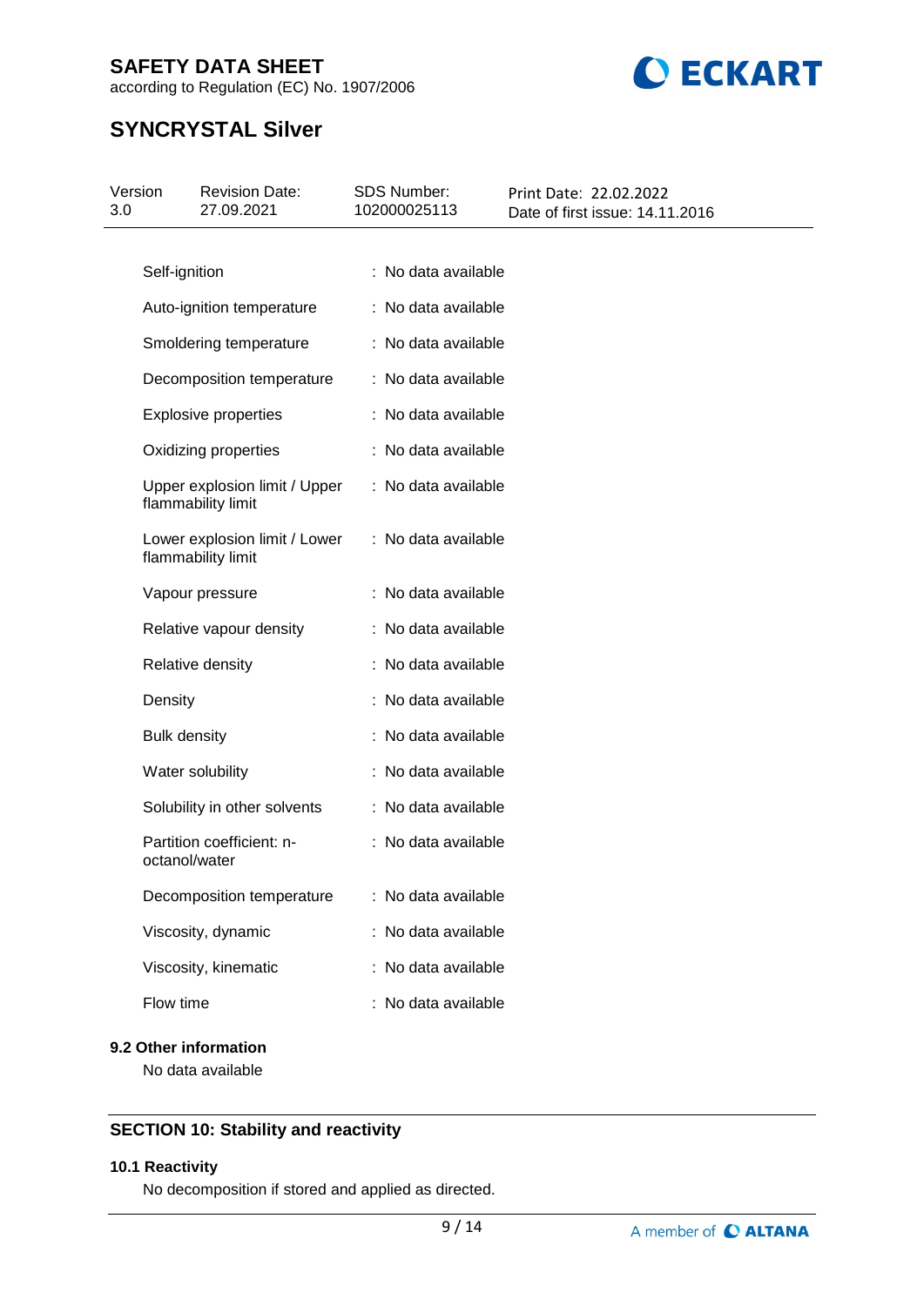| Property | Value |
|---|---|
| Self-ignition | : No data available |
| Auto-ignition temperature | : No data available |
| Smoldering temperature | : No data available |
| Decomposition temperature | : No data available |
| Explosive properties | : No data available |
| Oxidizing properties | : No data available |
| Upper explosion limit / Upper flammability limit | : No data available |
| Lower explosion limit / Lower flammability limit | : No data available |
| Vapour pressure | : No data available |
| Relative vapour density | : No data available |
| Relative density | : No data available |
| Density | : No data available |
| Bulk density | : No data available |
| Water solubility | : No data available |
| Solubility in other solvents | : No data available |
| Partition coefficient: n-octanol/water | : No data available |
| Decomposition temperature | : No data available |
| Viscosity, dynamic | : No data available |
| Viscosity, kinematic | : No data available |
| Flow time | : No data available |

### 9.2 Other information

No data available

## SECTION 10: Stability and reactivity

### 10.1 Reactivity

No decomposition if stored and applied as directed.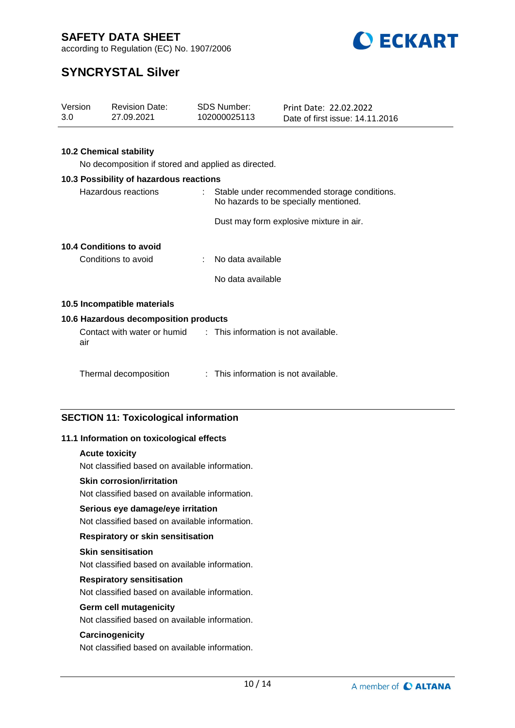Version 3.0 | Revision Date: 27.09.2021 | SDS Number: 102000025113 | Print Date: 22.02.2022 | Date of first issue: 14.11.2016

**10.2 Chemical stability**

No decomposition if stored and applied as directed.

**10.3 Possibility of hazardous reactions**

Hazardous reactions : Stable under recommended storage conditions. No hazards to be specially mentioned.

Dust may form explosive mixture in air.

**10.4 Conditions to avoid**

Conditions to avoid : No data available

No data available

**10.5 Incompatible materials**

**10.6 Hazardous decomposition products**

Contact with water or humid air : This information is not available.

Thermal decomposition : This information is not available.

## SECTION 11: Toxicological information

**11.1 Information on toxicological effects**

**Acute toxicity**

Not classified based on available information.

**Skin corrosion/irritation**

Not classified based on available information.

**Serious eye damage/eye irritation**

Not classified based on available information.

**Respiratory or skin sensitisation**

**Skin sensitisation**

Not classified based on available information.

**Respiratory sensitisation**

Not classified based on available information.

**Germ cell mutagenicity**

Not classified based on available information.

**Carcinogenicity**

Not classified based on available information.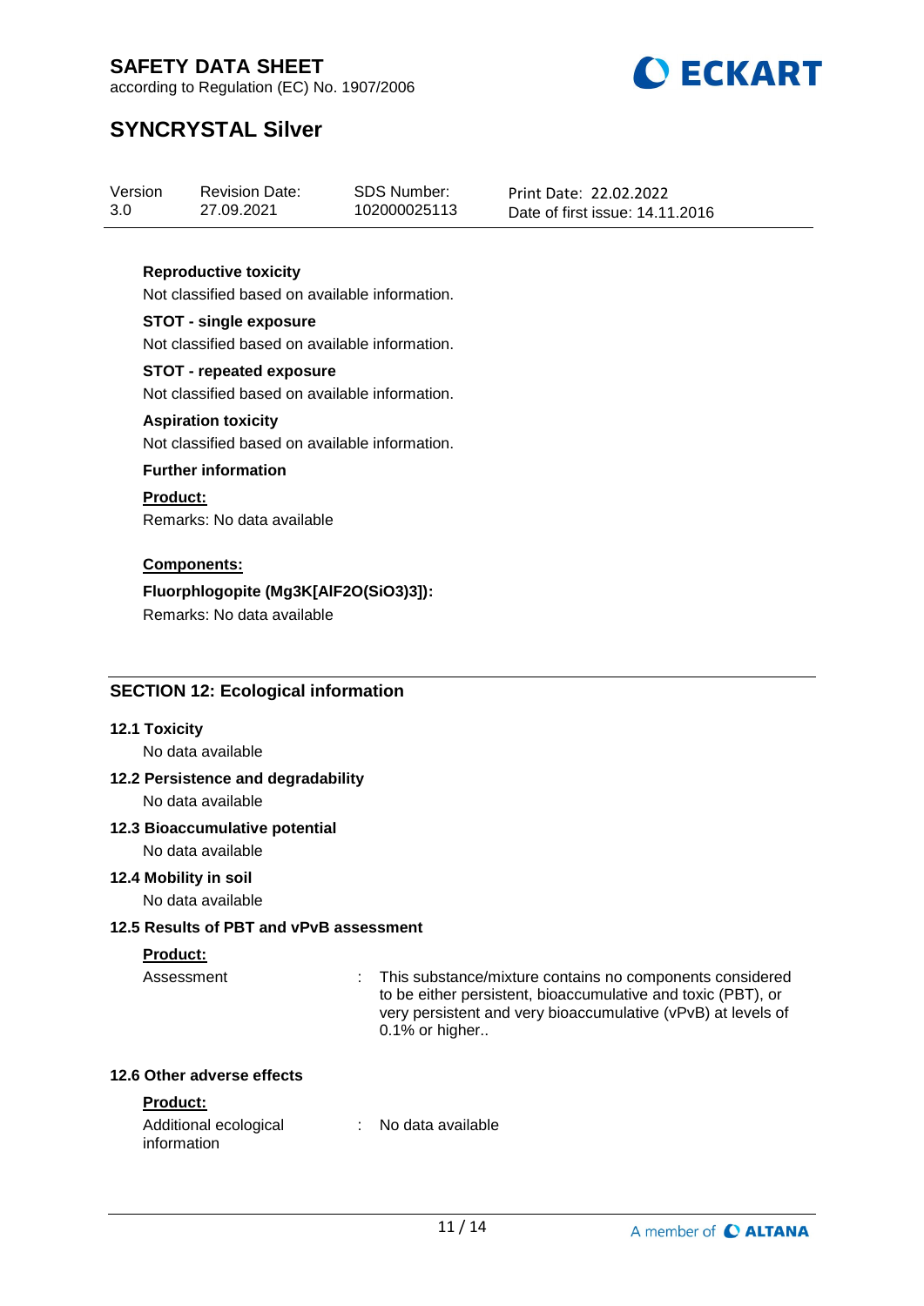**Reproductive toxicity**

Not classified based on available information.

**STOT - single exposure**

Not classified based on available information.

**STOT - repeated exposure**

Not classified based on available information.

**Aspiration toxicity**

Not classified based on available information.

**Further information**

**Product:**

Remarks: No data available

**Components:**

**Fluorphlogopite (Mg3K[AlF2O(SiO3)3]):**

Remarks: No data available

## SECTION 12: Ecological information

### 12.1 Toxicity

No data available

### 12.2 Persistence and degradability

No data available

### 12.3 Bioaccumulative potential

No data available

### 12.4 Mobility in soil

No data available

### 12.5 Results of PBT and vPvB assessment

**Product:**

| | | |
|---|---|---|
| Assessment | : | This substance/mixture contains no components considered to be either persistent, bioaccumulative and toxic (PBT), or very persistent and very bioaccumulative (vPvB) at levels of 0.1% or higher.. |

### 12.6 Other adverse effects

**Product:**

| | | |
|---|---|---|
| Additional ecological information | : | No data available |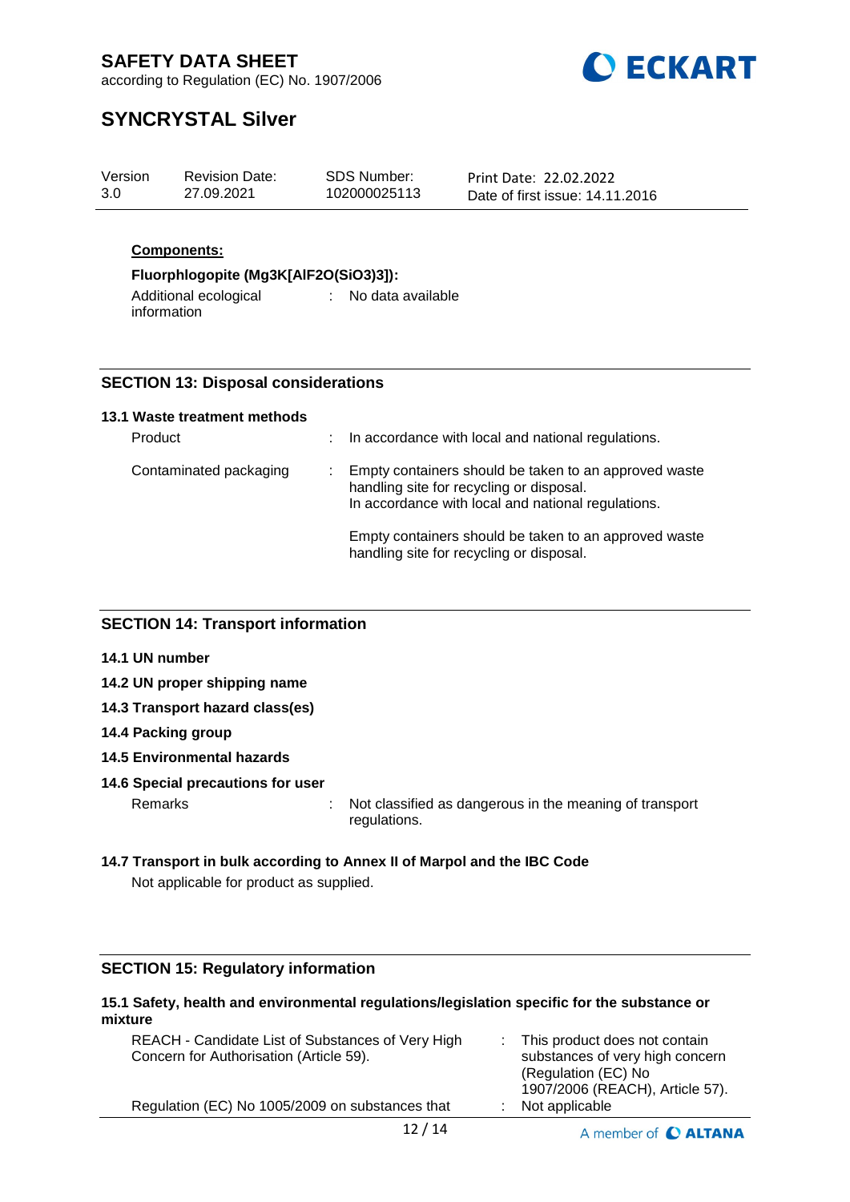**Components:**

**Fluorphlogopite (Mg3K[AlF2O(SiO3)3]):**

Additional ecological information : No data available

## SECTION 13: Disposal considerations

**13.1 Waste treatment methods**

Product : In accordance with local and national regulations.

Contaminated packaging : Empty containers should be taken to an approved waste handling site for recycling or disposal.
In accordance with local and national regulations.

Empty containers should be taken to an approved waste handling site for recycling or disposal.

## SECTION 14: Transport information

**14.1 UN number**

**14.2 UN proper shipping name**

**14.3 Transport hazard class(es)**

**14.4 Packing group**

**14.5 Environmental hazards**

**14.6 Special precautions for user**

Remarks : Not classified as dangerous in the meaning of transport regulations.

**14.7 Transport in bulk according to Annex II of Marpol and the IBC Code**

Not applicable for product as supplied.

## SECTION 15: Regulatory information

**15.1 Safety, health and environmental regulations/legislation specific for the substance or mixture**

REACH - Candidate List of Substances of Very High Concern for Authorisation (Article 59). : This product does not contain substances of very high concern (Regulation (EC) No 1907/2006 (REACH), Article 57).

Regulation (EC) No 1005/2009 on substances that : Not applicable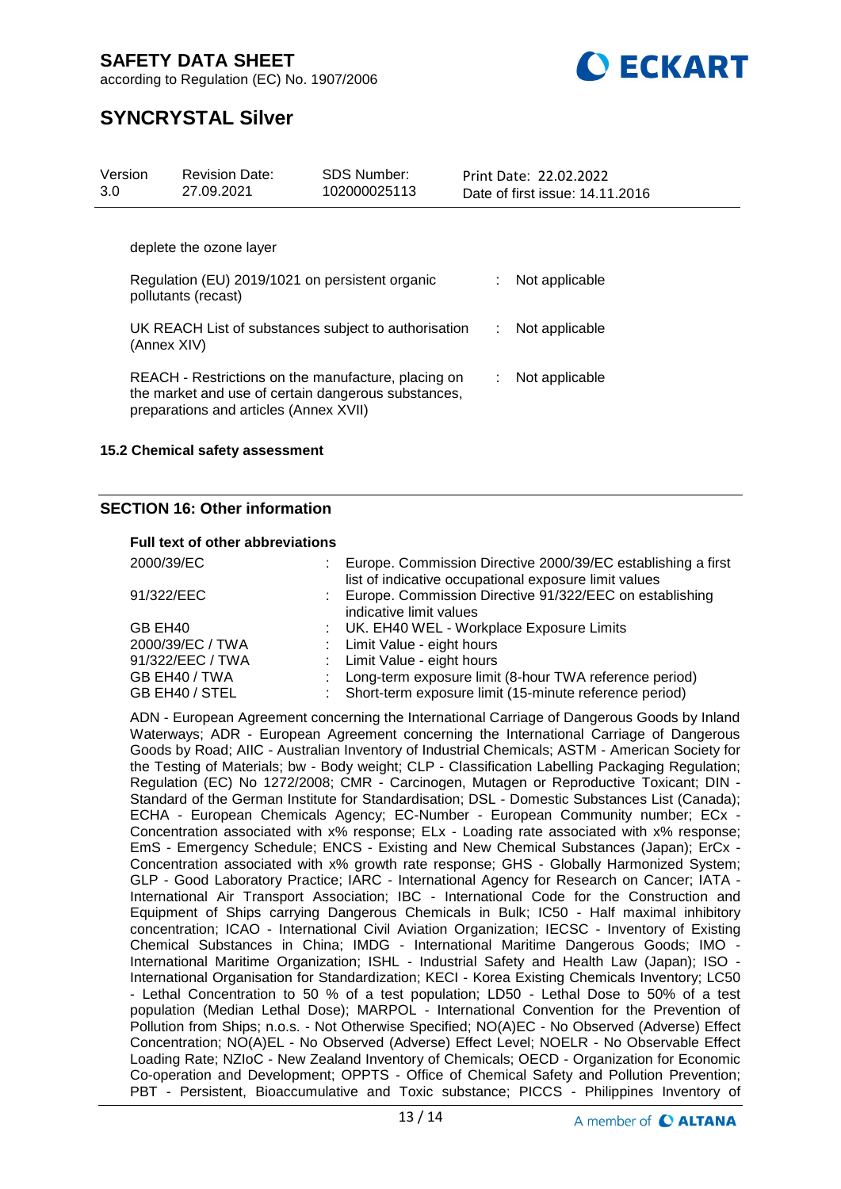deplete the ozone layer

| | | |
|---|---|---|
| Regulation (EU) 2019/1021 on persistent organic pollutants (recast) | : | Not applicable |
| UK REACH List of substances subject to authorisation (Annex XIV) | : | Not applicable |
| REACH - Restrictions on the manufacture, placing on the market and use of certain dangerous substances, preparations and articles (Annex XVII) | : | Not applicable |

### 15.2 Chemical safety assessment

## SECTION 16: Other information

**Full text of other abbreviations**

| | | |
|---|---|---|
| 2000/39/EC | : | Europe. Commission Directive 2000/39/EC establishing a first list of indicative occupational exposure limit values |
| 91/322/EEC | : | Europe. Commission Directive 91/322/EEC on establishing indicative limit values |
| GB EH40 | : | UK. EH40 WEL - Workplace Exposure Limits |
| 2000/39/EC / TWA | : | Limit Value - eight hours |
| 91/322/EEC / TWA | : | Limit Value - eight hours |
| GB EH40 / TWA | : | Long-term exposure limit (8-hour TWA reference period) |
| GB EH40 / STEL | : | Short-term exposure limit (15-minute reference period) |

ADN - European Agreement concerning the International Carriage of Dangerous Goods by Inland Waterways; ADR - European Agreement concerning the International Carriage of Dangerous Goods by Road; AIIC - Australian Inventory of Industrial Chemicals; ASTM - American Society for the Testing of Materials; bw - Body weight; CLP - Classification Labelling Packaging Regulation; Regulation (EC) No 1272/2008; CMR - Carcinogen, Mutagen or Reproductive Toxicant; DIN - Standard of the German Institute for Standardisation; DSL - Domestic Substances List (Canada); ECHA - European Chemicals Agency; EC-Number - European Community number; ECx - Concentration associated with x% response; ELx - Loading rate associated with x% response; EmS - Emergency Schedule; ENCS - Existing and New Chemical Substances (Japan); ErCx - Concentration associated with x% growth rate response; GHS - Globally Harmonized System; GLP - Good Laboratory Practice; IARC - International Agency for Research on Cancer; IATA - International Air Transport Association; IBC - International Code for the Construction and Equipment of Ships carrying Dangerous Chemicals in Bulk; IC50 - Half maximal inhibitory concentration; ICAO - International Civil Aviation Organization; IECSC - Inventory of Existing Chemical Substances in China; IMDG - International Maritime Dangerous Goods; IMO - International Maritime Organization; ISHL - Industrial Safety and Health Law (Japan); ISO - International Organisation for Standardization; KECI - Korea Existing Chemicals Inventory; LC50 - Lethal Concentration to 50 % of a test population; LD50 - Lethal Dose to 50% of a test population (Median Lethal Dose); MARPOL - International Convention for the Prevention of Pollution from Ships; n.o.s. - Not Otherwise Specified; NO(A)EC - No Observed (Adverse) Effect Concentration; NO(A)EL - No Observed (Adverse) Effect Level; NOELR - No Observable Effect Loading Rate; NZIoC - New Zealand Inventory of Chemicals; OECD - Organization for Economic Co-operation and Development; OPPTS - Office of Chemical Safety and Pollution Prevention; PBT - Persistent, Bioaccumulative and Toxic substance; PICCS - Philippines Inventory of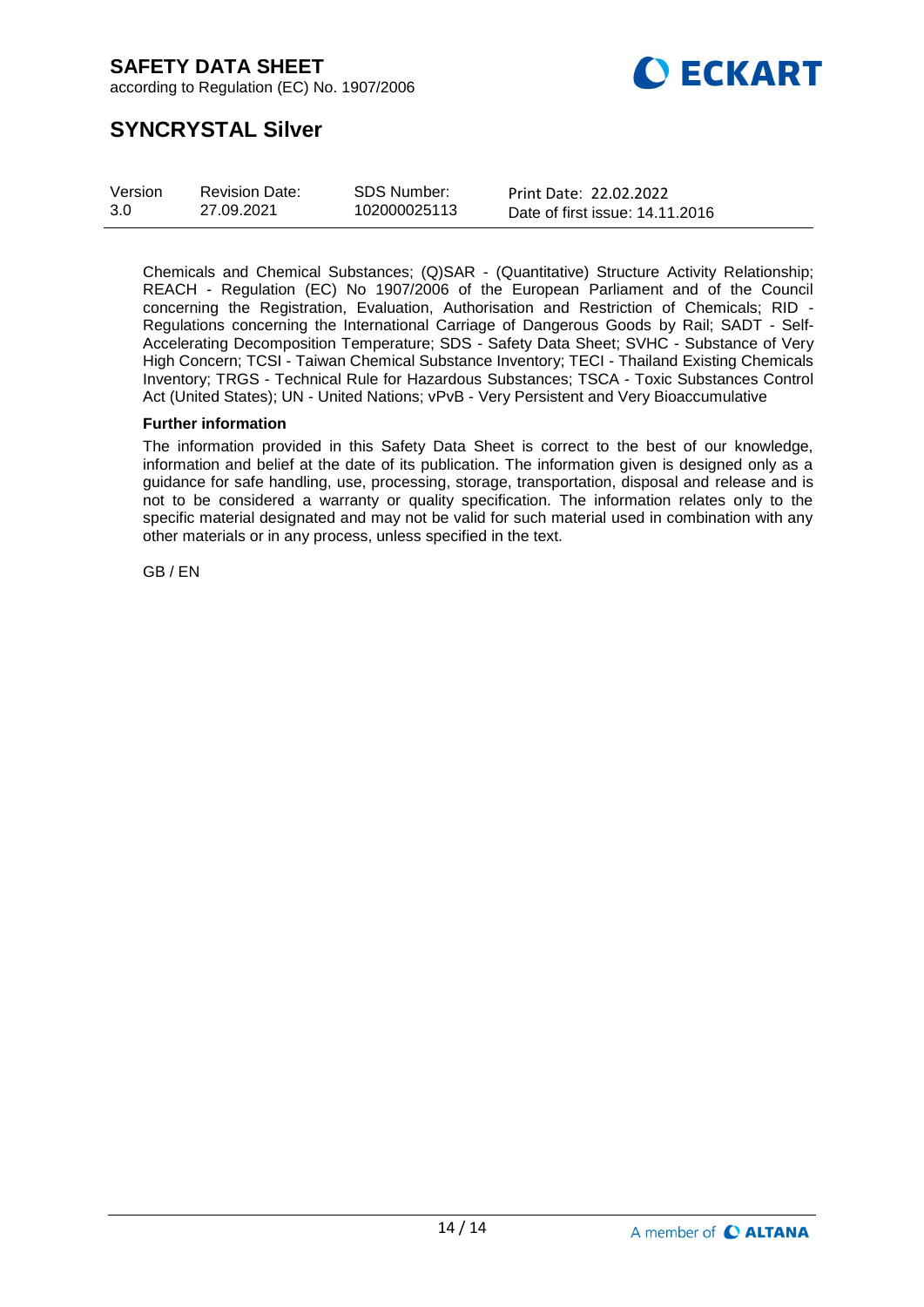Chemicals and Chemical Substances; (Q)SAR - (Quantitative) Structure Activity Relationship; REACH - Regulation (EC) No 1907/2006 of the European Parliament and of the Council concerning the Registration, Evaluation, Authorisation and Restriction of Chemicals; RID - Regulations concerning the International Carriage of Dangerous Goods by Rail; SADT - Self-Accelerating Decomposition Temperature; SDS - Safety Data Sheet; SVHC - Substance of Very High Concern; TCSI - Taiwan Chemical Substance Inventory; TECI - Thailand Existing Chemicals Inventory; TRGS - Technical Rule for Hazardous Substances; TSCA - Toxic Substances Control Act (United States); UN - United Nations; vPvB - Very Persistent and Very Bioaccumulative

**Further information**

The information provided in this Safety Data Sheet is correct to the best of our knowledge, information and belief at the date of its publication. The information given is designed only as a guidance for safe handling, use, processing, storage, transportation, disposal and release and is not to be considered a warranty or quality specification. The information relates only to the specific material designated and may not be valid for such material used in combination with any other materials or in any process, unless specified in the text.

GB / EN